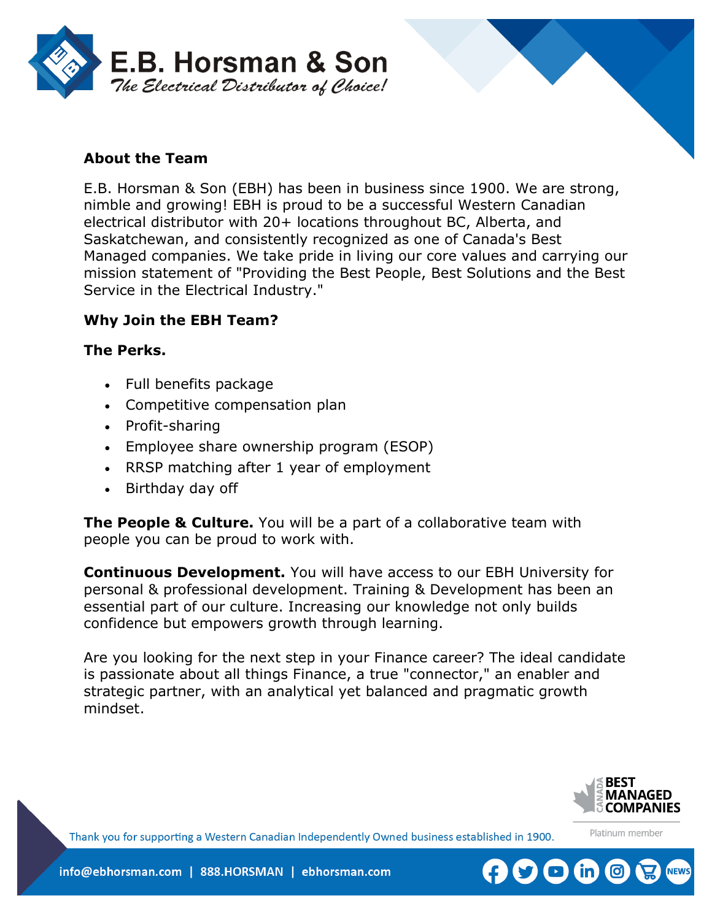# E.B. Horsman & Son

*The Electrical Distributor of Choice!*

## About the Team

E.B. Horsman & Son (EBH) has been in business since 1900. We are strong, nimble and growing! EBH is proud to be a successful Western Canadian electrical distributor with 20+ locations throughout BC, Alberta, and Saskatchewan, and consistently recognized as one of Canada's Best Managed companies. We take pride in living our core values and carrying our mission statement of "Providing the Best People, Best Solutions and the Best Service in the Electrical Industry."

## Why Join the EBH Team?

### The Perks.

- Full benefits package
- Competitive compensation plan
- Profit-sharing
- Employee share ownership program (ESOP)
- RRSP matching after 1 year of employment
- Birthday day off

**The People & Culture.** You will be a part of a collaborative team with people you can be proud to work with.

**Continuous Development.** You will have access to our EBH University for personal & professional development. Training & Development has been an essential part of our culture. Increasing our knowledge not only builds confidence but empowers growth through learning.

Are you looking for the next step in your Finance career? The ideal candidate is passionate about all things Finance, a true "connector," an enabler and strategic partner, with an analytical yet balanced and pragmatic growth mindset.

Canada Best Managed Companies – Platinum member

Thank you for supporting a Western Canadian Independently Owned business established in 1900.

info@ebhorsman.com | 888.HORSMAN | ebhorsman.com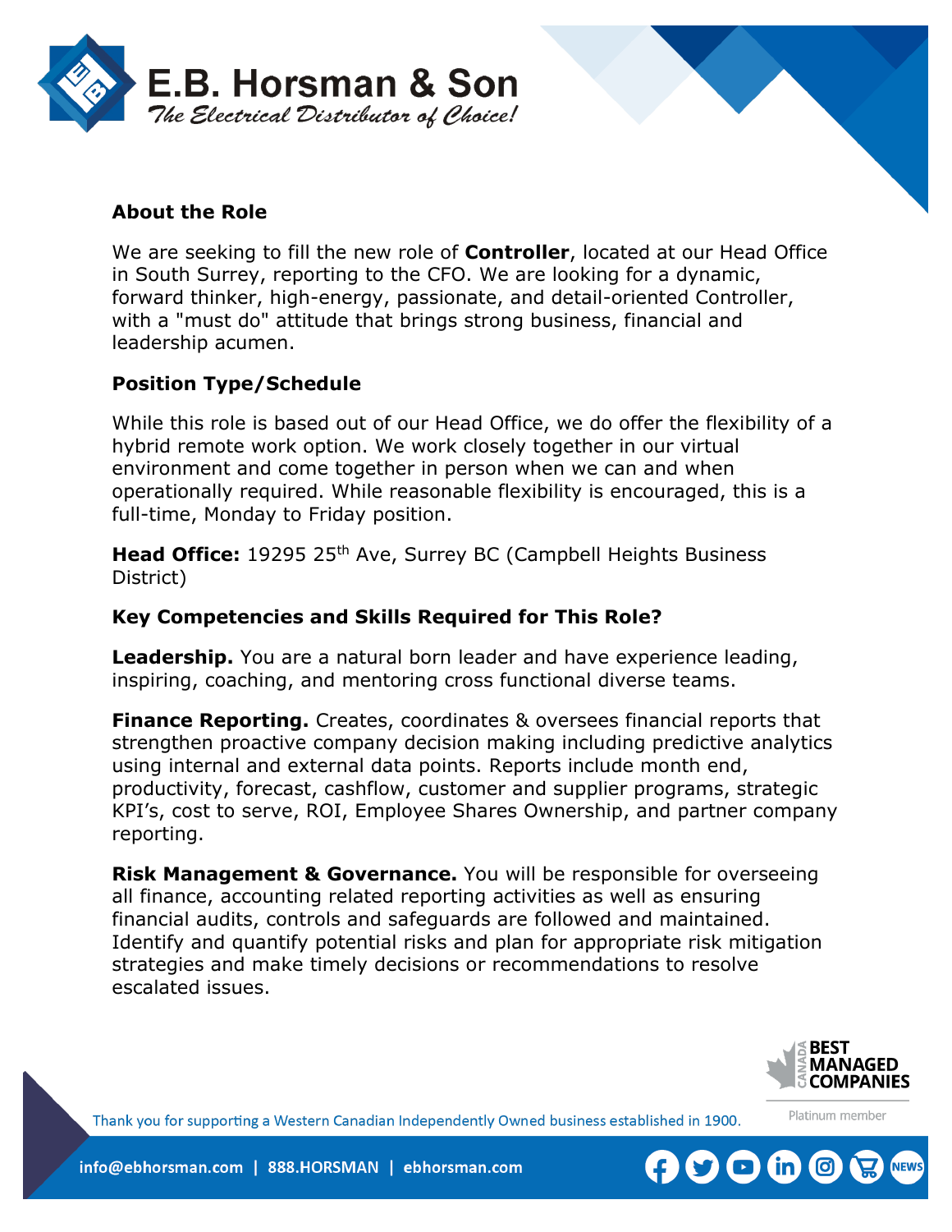## About the Role

We are seeking to fill the new role of **Controller**, located at our Head Office in South Surrey, reporting to the CFO. We are looking for a dynamic, forward thinker, high-energy, passionate, and detail-oriented Controller, with a "must do" attitude that brings strong business, financial and leadership acumen.

## Position Type/Schedule

While this role is based out of our Head Office, we do offer the flexibility of a hybrid remote work option. We work closely together in our virtual environment and come together in person when we can and when operationally required. While reasonable flexibility is encouraged, this is a full-time, Monday to Friday position.

**Head Office:** 19295 25th Ave, Surrey BC (Campbell Heights Business District)

## Key Competencies and Skills Required for This Role?

**Leadership.** You are a natural born leader and have experience leading, inspiring, coaching, and mentoring cross functional diverse teams.

**Finance Reporting.** Creates, coordinates & oversees financial reports that strengthen proactive company decision making including predictive analytics using internal and external data points. Reports include month end, productivity, forecast, cashflow, customer and supplier programs, strategic KPI's, cost to serve, ROI, Employee Shares Ownership, and partner company reporting.

**Risk Management & Governance.** You will be responsible for overseeing all finance, accounting related reporting activities as well as ensuring financial audits, controls and safeguards are followed and maintained. Identify and quantify potential risks and plan for appropriate risk mitigation strategies and make timely decisions or recommendations to resolve escalated issues.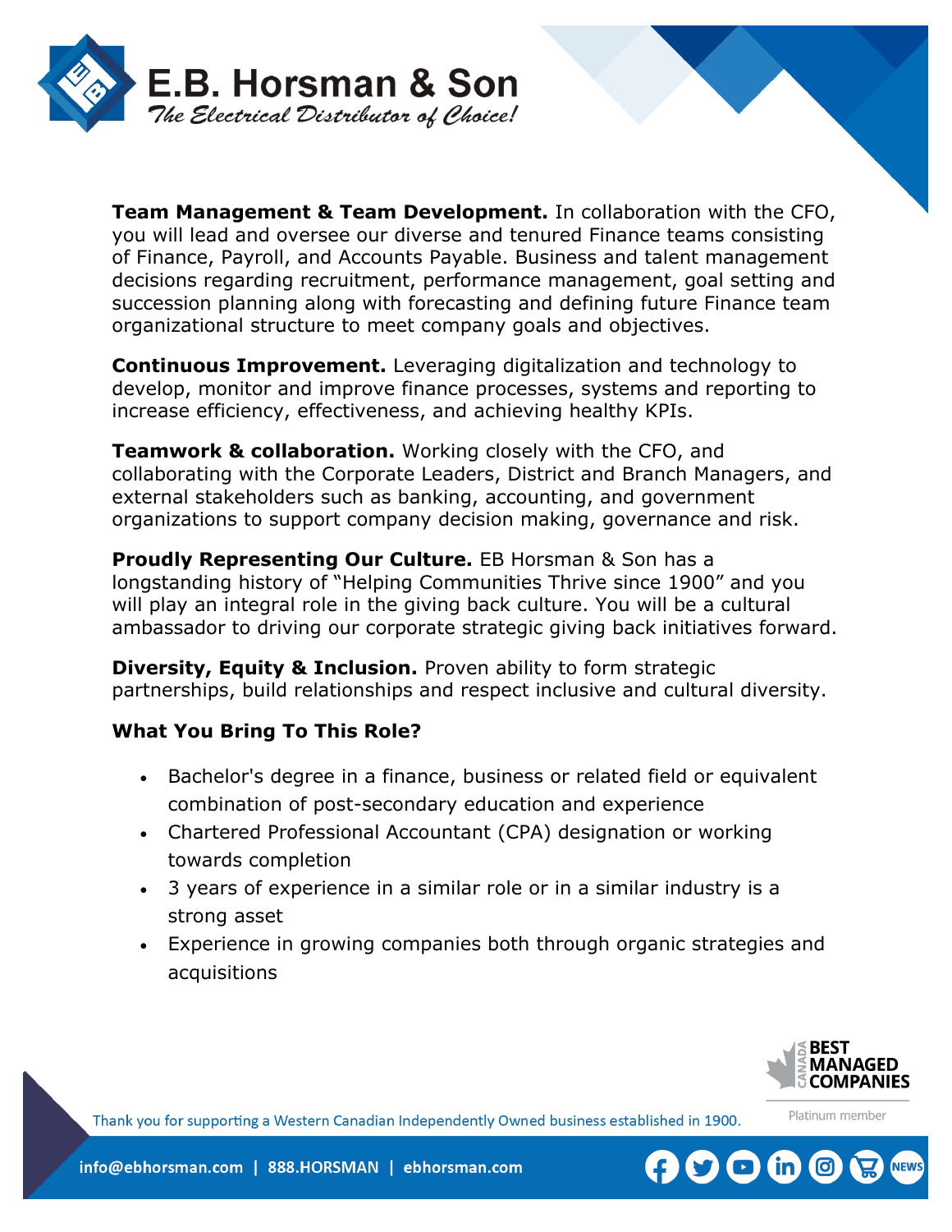**Team Management & Team Development.** In collaboration with the CFO, you will lead and oversee our diverse and tenured Finance teams consisting of Finance, Payroll, and Accounts Payable. Business and talent management decisions regarding recruitment, performance management, goal setting and succession planning along with forecasting and defining future Finance team organizational structure to meet company goals and objectives.

**Continuous Improvement.** Leveraging digitalization and technology to develop, monitor and improve finance processes, systems and reporting to increase efficiency, effectiveness, and achieving healthy KPIs.

**Teamwork & collaboration.** Working closely with the CFO, and collaborating with the Corporate Leaders, District and Branch Managers, and external stakeholders such as banking, accounting, and government organizations to support company decision making, governance and risk.

**Proudly Representing Our Culture.** EB Horsman & Son has a longstanding history of "Helping Communities Thrive since 1900" and you will play an integral role in the giving back culture. You will be a cultural ambassador to driving our corporate strategic giving back initiatives forward.

**Diversity, Equity & Inclusion.** Proven ability to form strategic partnerships, build relationships and respect inclusive and cultural diversity.

**What You Bring To This Role?**

- Bachelor's degree in a finance, business or related field or equivalent combination of post-secondary education and experience
- Chartered Professional Accountant (CPA) designation or working towards completion
- 3 years of experience in a similar role or in a similar industry is a strong asset
- Experience in growing companies both through organic strategies and acquisitions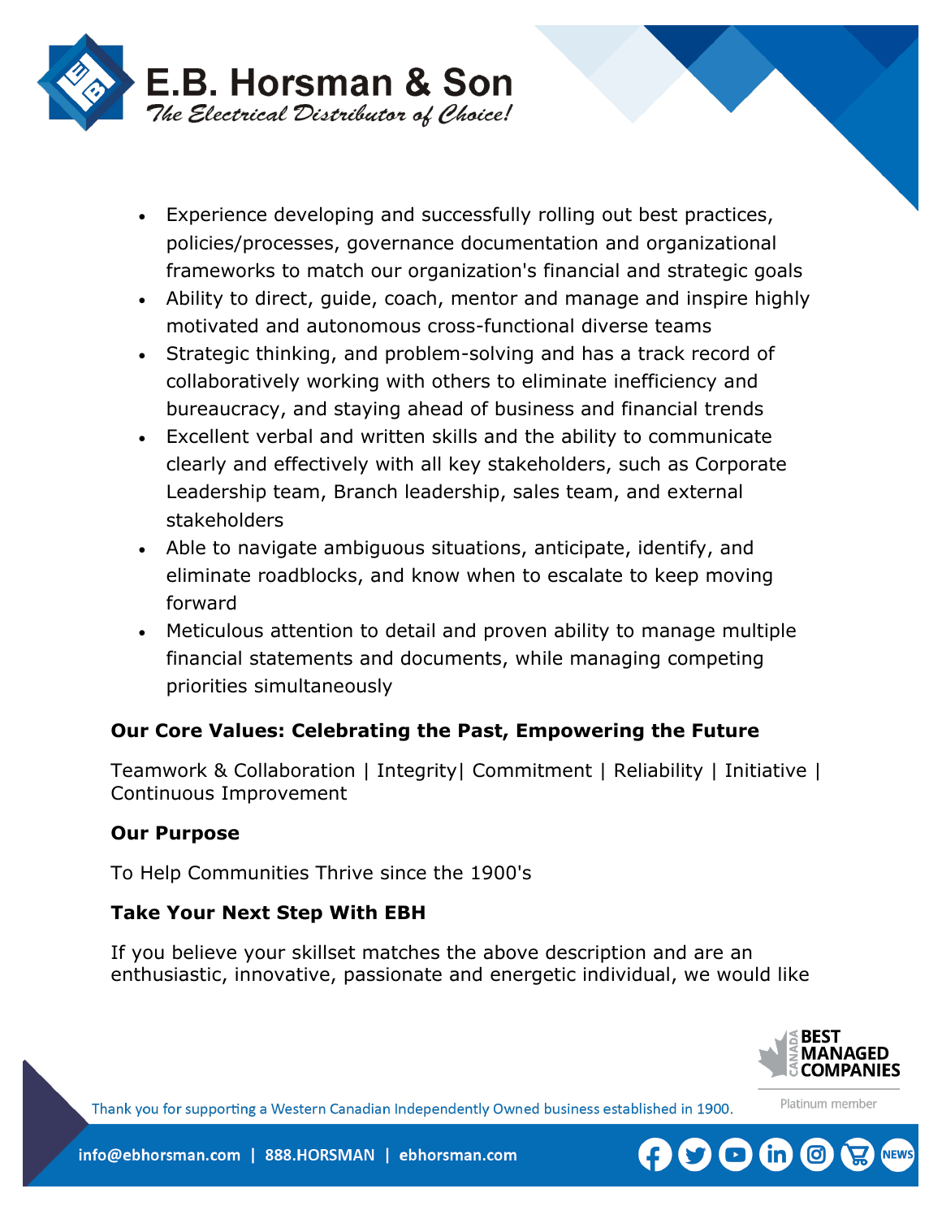- Experience developing and successfully rolling out best practices, policies/processes, governance documentation and organizational frameworks to match our organization's financial and strategic goals
- Ability to direct, guide, coach, mentor and manage and inspire highly motivated and autonomous cross-functional diverse teams
- Strategic thinking, and problem-solving and has a track record of collaboratively working with others to eliminate inefficiency and bureaucracy, and staying ahead of business and financial trends
- Excellent verbal and written skills and the ability to communicate clearly and effectively with all key stakeholders, such as Corporate Leadership team, Branch leadership, sales team, and external stakeholders
- Able to navigate ambiguous situations, anticipate, identify, and eliminate roadblocks, and know when to escalate to keep moving forward
- Meticulous attention to detail and proven ability to manage multiple financial statements and documents, while managing competing priorities simultaneously

**Our Core Values: Celebrating the Past, Empowering the Future**

Teamwork & Collaboration | Integrity| Commitment | Reliability | Initiative | Continuous Improvement

**Our Purpose**

To Help Communities Thrive since the 1900's

**Take Your Next Step With EBH**

If you believe your skillset matches the above description and are an enthusiastic, innovative, passionate and energetic individual, we would like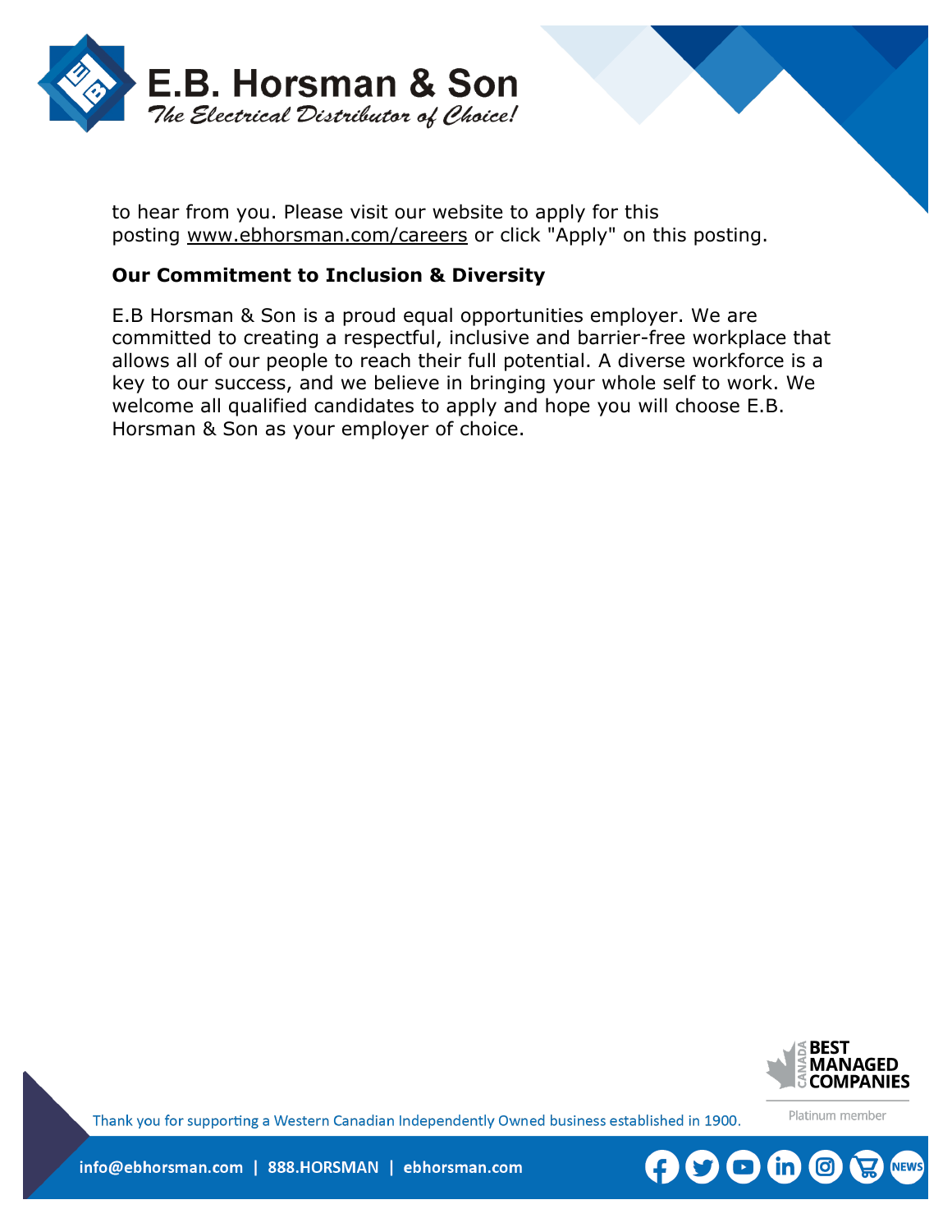to hear from you. Please visit our website to apply for this posting www.ebhorsman.com/careers or click "Apply" on this posting.

**Our Commitment to Inclusion & Diversity**

E.B Horsman & Son is a proud equal opportunities employer. We are committed to creating a respectful, inclusive and barrier-free workplace that allows all of our people to reach their full potential. A diverse workforce is a key to our success, and we believe in bringing your whole self to work. We welcome all qualified candidates to apply and hope you will choose E.B. Horsman & Son as your employer of choice.